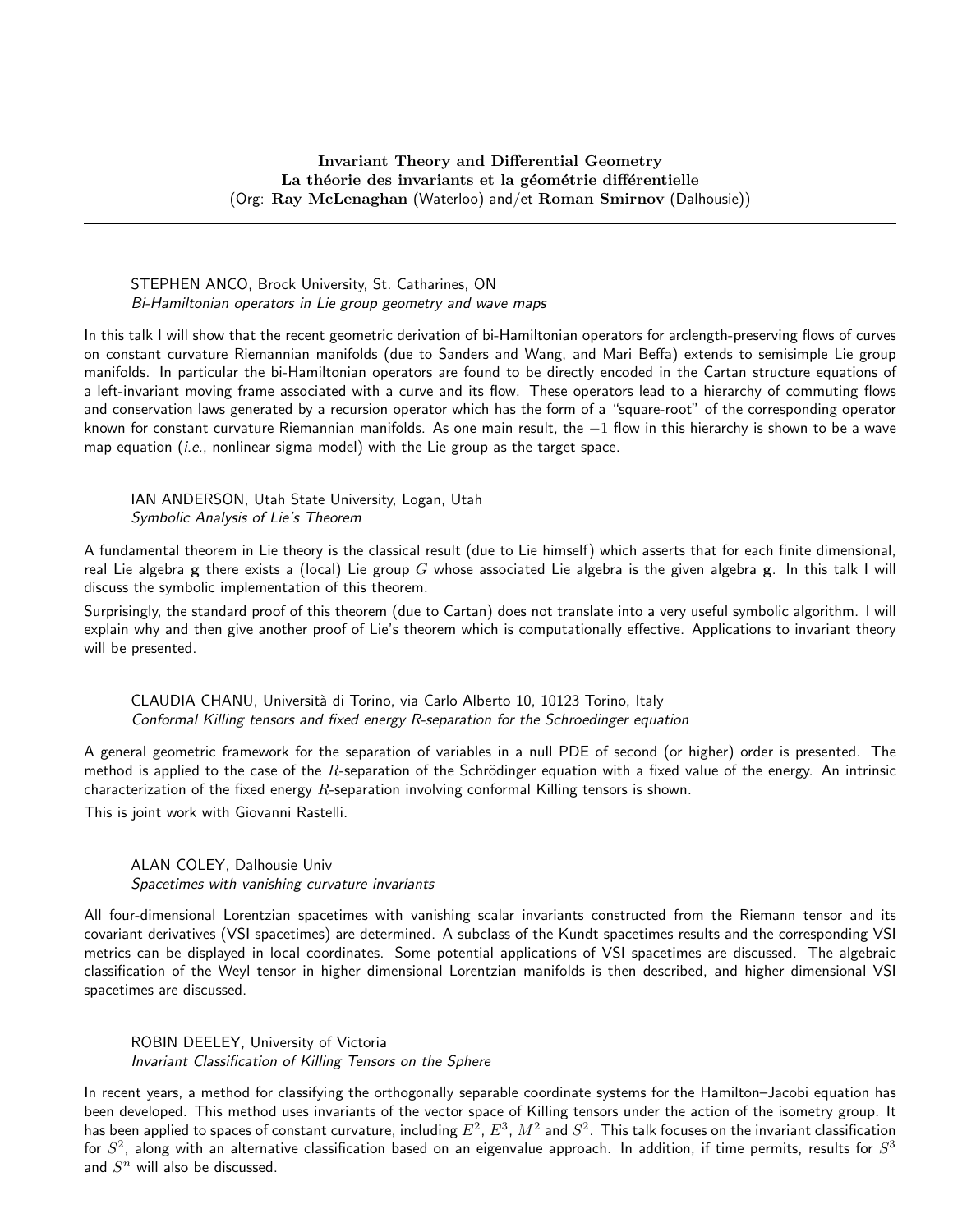## Invariant Theory and Differential Geometry
## La théorie des invariants et la géométrie différentielle
(Org: **Ray McLenaghan** (Waterloo) and/et **Roman Smirnov** (Dalhousie))

---

STEPHEN ANCO, Brock University, St. Catharines, ON
*Bi-Hamiltonian operators in Lie group geometry and wave maps*

In this talk I will show that the recent geometric derivation of bi-Hamiltonian operators for arclength-preserving flows of curves on constant curvature Riemannian manifolds (due to Sanders and Wang, and Mari Beffa) extends to semisimple Lie group manifolds. In particular the bi-Hamiltonian operators are found to be directly encoded in the Cartan structure equations of a left-invariant moving frame associated with a curve and its flow. These operators lead to a hierarchy of commuting flows and conservation laws generated by a recursion operator which has the form of a "square-root" of the corresponding operator known for constant curvature Riemannian manifolds. As one main result, the $-1$ flow in this hierarchy is shown to be a wave map equation (*i.e.*, nonlinear sigma model) with the Lie group as the target space.

IAN ANDERSON, Utah State University, Logan, Utah
*Symbolic Analysis of Lie's Theorem*

A fundamental theorem in Lie theory is the classical result (due to Lie himself) which asserts that for each finite dimensional, real Lie algebra $\mathbf{g}$ there exists a (local) Lie group $G$ whose associated Lie algebra is the given algebra $\mathbf{g}$. In this talk I will discuss the symbolic implementation of this theorem.

Surprisingly, the standard proof of this theorem (due to Cartan) does not translate into a very useful symbolic algorithm. I will explain why and then give another proof of Lie's theorem which is computationally effective. Applications to invariant theory will be presented.

CLAUDIA CHANU, Università di Torino, via Carlo Alberto 10, 10123 Torino, Italy
*Conformal Killing tensors and fixed energy R-separation for the Schroedinger equation*

A general geometric framework for the separation of variables in a null PDE of second (or higher) order is presented. The method is applied to the case of the $R$-separation of the Schrödinger equation with a fixed value of the energy. An intrinsic characterization of the fixed energy $R$-separation involving conformal Killing tensors is shown.

This is joint work with Giovanni Rastelli.

ALAN COLEY, Dalhousie Univ
*Spacetimes with vanishing curvature invariants*

All four-dimensional Lorentzian spacetimes with vanishing scalar invariants constructed from the Riemann tensor and its covariant derivatives (VSI spacetimes) are determined. A subclass of the Kundt spacetimes results and the corresponding VSI metrics can be displayed in local coordinates. Some potential applications of VSI spacetimes are discussed. The algebraic classification of the Weyl tensor in higher dimensional Lorentzian manifolds is then described, and higher dimensional VSI spacetimes are discussed.

ROBIN DEELEY, University of Victoria
*Invariant Classification of Killing Tensors on the Sphere*

In recent years, a method for classifying the orthogonally separable coordinate systems for the Hamilton–Jacobi equation has been developed. This method uses invariants of the vector space of Killing tensors under the action of the isometry group. It has been applied to spaces of constant curvature, including $E^2$, $E^3$, $M^2$ and $S^2$. This talk focuses on the invariant classification for $S^2$, along with an alternative classification based on an eigenvalue approach. In addition, if time permits, results for $S^3$ and $S^n$ will also be discussed.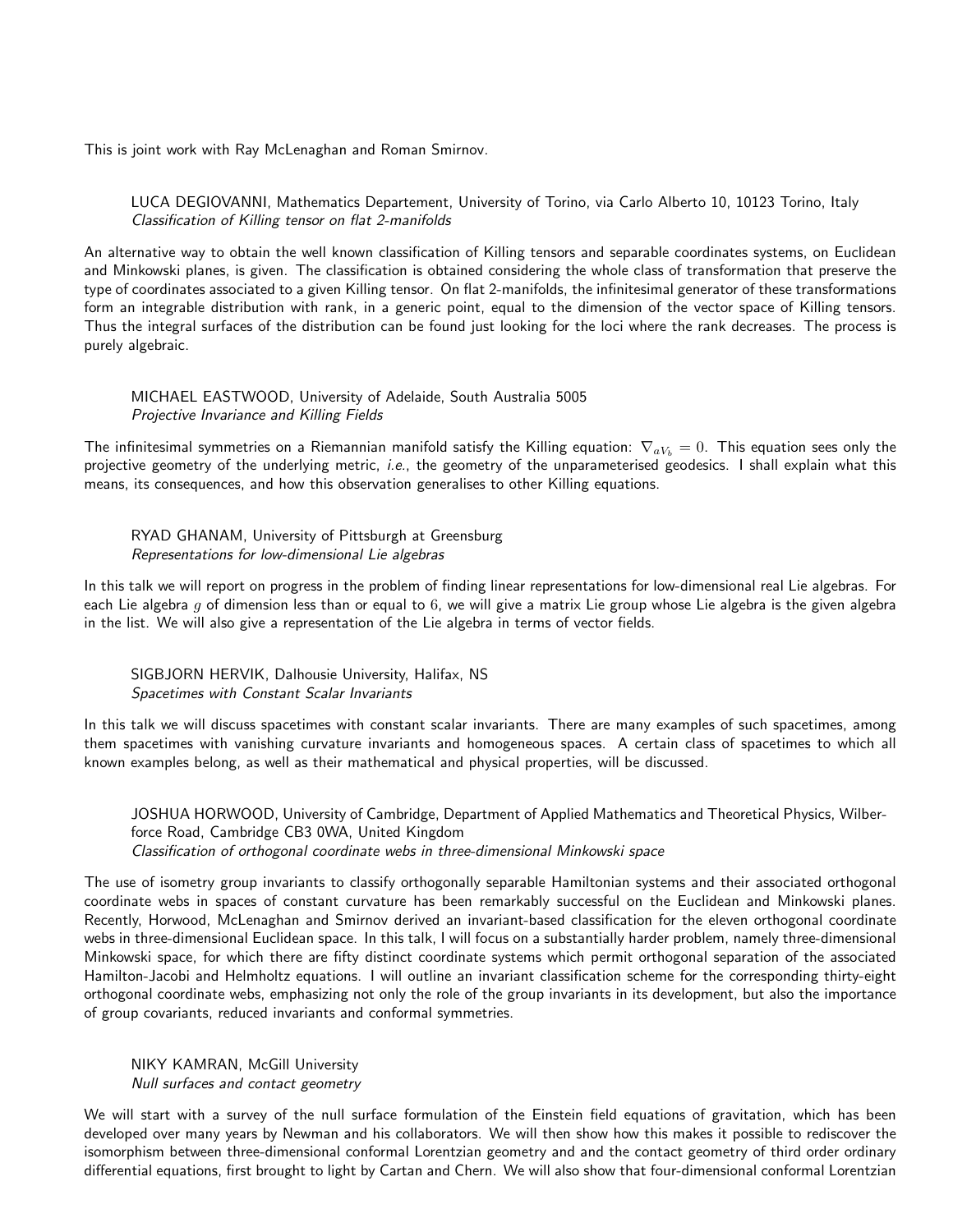This is joint work with Ray McLenaghan and Roman Smirnov.

LUCA DEGIOVANNI, Mathematics Departement, University of Torino, via Carlo Alberto 10, 10123 Torino, Italy
*Classification of Killing tensor on flat 2-manifolds*

An alternative way to obtain the well known classification of Killing tensors and separable coordinates systems, on Euclidean and Minkowski planes, is given. The classification is obtained considering the whole class of transformation that preserve the type of coordinates associated to a given Killing tensor. On flat 2-manifolds, the infinitesimal generator of these transformations form an integrable distribution with rank, in a generic point, equal to the dimension of the vector space of Killing tensors. Thus the integral surfaces of the distribution can be found just looking for the loci where the rank decreases. The process is purely algebraic.

MICHAEL EASTWOOD, University of Adelaide, South Australia 5005
*Projective Invariance and Killing Fields*

The infinitesimal symmetries on a Riemannian manifold satisfy the Killing equation: $\nabla_{aV_b} = 0$. This equation sees only the projective geometry of the underlying metric, *i.e.*, the geometry of the unparameterised geodesics. I shall explain what this means, its consequences, and how this observation generalises to other Killing equations.

RYAD GHANAM, University of Pittsburgh at Greensburg
*Representations for low-dimensional Lie algebras*

In this talk we will report on progress in the problem of finding linear representations for low-dimensional real Lie algebras. For each Lie algebra $g$ of dimension less than or equal to $6$, we will give a matrix Lie group whose Lie algebra is the given algebra in the list. We will also give a representation of the Lie algebra in terms of vector fields.

SIGBJORN HERVIK, Dalhousie University, Halifax, NS
*Spacetimes with Constant Scalar Invariants*

In this talk we will discuss spacetimes with constant scalar invariants. There are many examples of such spacetimes, among them spacetimes with vanishing curvature invariants and homogeneous spaces. A certain class of spacetimes to which all known examples belong, as well as their mathematical and physical properties, will be discussed.

JOSHUA HORWOOD, University of Cambridge, Department of Applied Mathematics and Theoretical Physics, Wilberforce Road, Cambridge CB3 0WA, United Kingdom
*Classification of orthogonal coordinate webs in three-dimensional Minkowski space*

The use of isometry group invariants to classify orthogonally separable Hamiltonian systems and their associated orthogonal coordinate webs in spaces of constant curvature has been remarkably successful on the Euclidean and Minkowski planes. Recently, Horwood, McLenaghan and Smirnov derived an invariant-based classification for the eleven orthogonal coordinate webs in three-dimensional Euclidean space. In this talk, I will focus on a substantially harder problem, namely three-dimensional Minkowski space, for which there are fifty distinct coordinate systems which permit orthogonal separation of the associated Hamilton-Jacobi and Helmholtz equations. I will outline an invariant classification scheme for the corresponding thirty-eight orthogonal coordinate webs, emphasizing not only the role of the group invariants in its development, but also the importance of group covariants, reduced invariants and conformal symmetries.

NIKY KAMRAN, McGill University
*Null surfaces and contact geometry*

We will start with a survey of the null surface formulation of the Einstein field equations of gravitation, which has been developed over many years by Newman and his collaborators. We will then show how this makes it possible to rediscover the isomorphism between three-dimensional conformal Lorentzian geometry and and the contact geometry of third order ordinary differential equations, first brought to light by Cartan and Chern. We will also show that four-dimensional conformal Lorentzian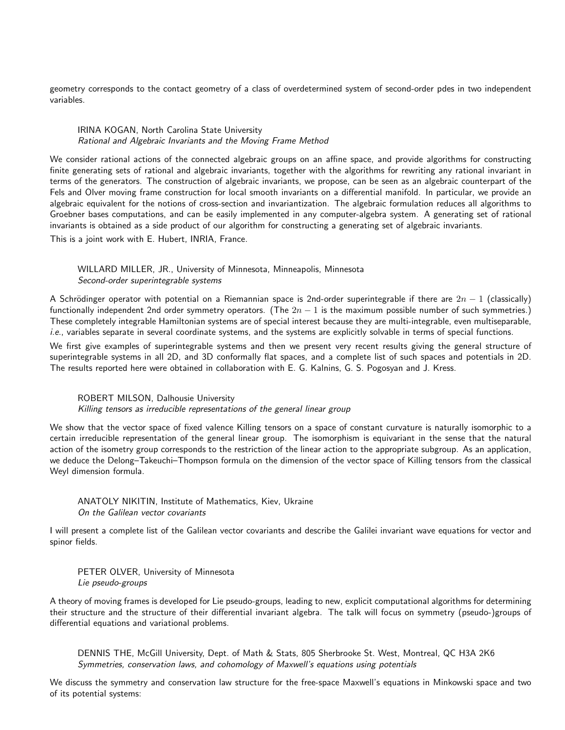geometry corresponds to the contact geometry of a class of overdetermined system of second-order pdes in two independent variables.

IRINA KOGAN, North Carolina State University
*Rational and Algebraic Invariants and the Moving Frame Method*

We consider rational actions of the connected algebraic groups on an affine space, and provide algorithms for constructing finite generating sets of rational and algebraic invariants, together with the algorithms for rewriting any rational invariant in terms of the generators. The construction of algebraic invariants, we propose, can be seen as an algebraic counterpart of the Fels and Olver moving frame construction for local smooth invariants on a differential manifold. In particular, we provide an algebraic equivalent for the notions of cross-section and invariantization. The algebraic formulation reduces all algorithms to Groebner bases computations, and can be easily implemented in any computer-algebra system. A generating set of rational invariants is obtained as a side product of our algorithm for constructing a generating set of algebraic invariants.

This is a joint work with E. Hubert, INRIA, France.

WILLARD MILLER, JR., University of Minnesota, Minneapolis, Minnesota
*Second-order superintegrable systems*

A Schrödinger operator with potential on a Riemannian space is 2nd-order superintegrable if there are $2n-1$ (classically) functionally independent 2nd order symmetry operators. (The $2n-1$ is the maximum possible number of such symmetries.) These completely integrable Hamiltonian systems are of special interest because they are multi-integrable, even multiseparable, *i.e.*, variables separate in several coordinate systems, and the systems are explicitly solvable in terms of special functions.

We first give examples of superintegrable systems and then we present very recent results giving the general structure of superintegrable systems in all 2D, and 3D conformally flat spaces, and a complete list of such spaces and potentials in 2D. The results reported here were obtained in collaboration with E. G. Kalnins, G. S. Pogosyan and J. Kress.

ROBERT MILSON, Dalhousie University
*Killing tensors as irreducible representations of the general linear group*

We show that the vector space of fixed valence Killing tensors on a space of constant curvature is naturally isomorphic to a certain irreducible representation of the general linear group. The isomorphism is equivariant in the sense that the natural action of the isometry group corresponds to the restriction of the linear action to the appropriate subgroup. As an application, we deduce the Delong–Takeuchi–Thompson formula on the dimension of the vector space of Killing tensors from the classical Weyl dimension formula.

ANATOLY NIKITIN, Institute of Mathematics, Kiev, Ukraine
*On the Galilean vector covariants*

I will present a complete list of the Galilean vector covariants and describe the Galilei invariant wave equations for vector and spinor fields.

PETER OLVER, University of Minnesota
*Lie pseudo-groups*

A theory of moving frames is developed for Lie pseudo-groups, leading to new, explicit computational algorithms for determining their structure and the structure of their differential invariant algebra. The talk will focus on symmetry (pseudo-)groups of differential equations and variational problems.

DENNIS THE, McGill University, Dept. of Math & Stats, 805 Sherbrooke St. West, Montreal, QC H3A 2K6
*Symmetries, conservation laws, and cohomology of Maxwell's equations using potentials*

We discuss the symmetry and conservation law structure for the free-space Maxwell's equations in Minkowski space and two of its potential systems: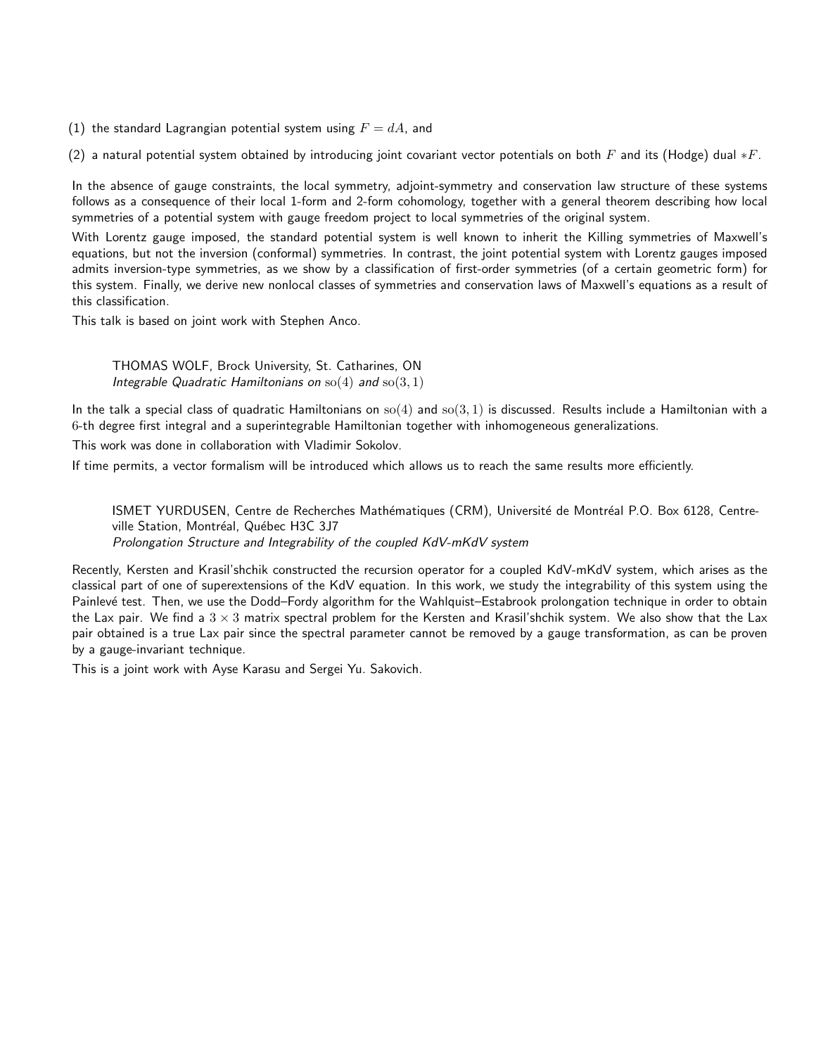(1) the standard Lagrangian potential system using $F = dA$, and

(2) a natural potential system obtained by introducing joint covariant vector potentials on both $F$ and its (Hodge) dual $*F$.

In the absence of gauge constraints, the local symmetry, adjoint-symmetry and conservation law structure of these systems follows as a consequence of their local 1-form and 2-form cohomology, together with a general theorem describing how local symmetries of a potential system with gauge freedom project to local symmetries of the original system.

With Lorentz gauge imposed, the standard potential system is well known to inherit the Killing symmetries of Maxwell's equations, but not the inversion (conformal) symmetries. In contrast, the joint potential system with Lorentz gauges imposed admits inversion-type symmetries, as we show by a classification of first-order symmetries (of a certain geometric form) for this system. Finally, we derive new nonlocal classes of symmetries and conservation laws of Maxwell's equations as a result of this classification.

This talk is based on joint work with Stephen Anco.

THOMAS WOLF, Brock University, St. Catharines, ON
*Integrable Quadratic Hamiltonians on* $\mathrm{so}(4)$ *and* $\mathrm{so}(3,1)$

In the talk a special class of quadratic Hamiltonians on $\mathrm{so}(4)$ and $\mathrm{so}(3,1)$ is discussed. Results include a Hamiltonian with a 6-th degree first integral and a superintegrable Hamiltonian together with inhomogeneous generalizations.

This work was done in collaboration with Vladimir Sokolov.

If time permits, a vector formalism will be introduced which allows us to reach the same results more efficiently.

ISMET YURDUSEN, Centre de Recherches Mathématiques (CRM), Université de Montréal P.O. Box 6128, Centre-ville Station, Montréal, Québec H3C 3J7
*Prolongation Structure and Integrability of the coupled KdV-mKdV system*

Recently, Kersten and Krasil'shchik constructed the recursion operator for a coupled KdV-mKdV system, which arises as the classical part of one of superextensions of the KdV equation. In this work, we study the integrability of this system using the Painlevé test. Then, we use the Dodd–Fordy algorithm for the Wahlquist–Estabrook prolongation technique in order to obtain the Lax pair. We find a $3 \times 3$ matrix spectral problem for the Kersten and Krasil'shchik system. We also show that the Lax pair obtained is a true Lax pair since the spectral parameter cannot be removed by a gauge transformation, as can be proven by a gauge-invariant technique.

This is a joint work with Ayse Karasu and Sergei Yu. Sakovich.